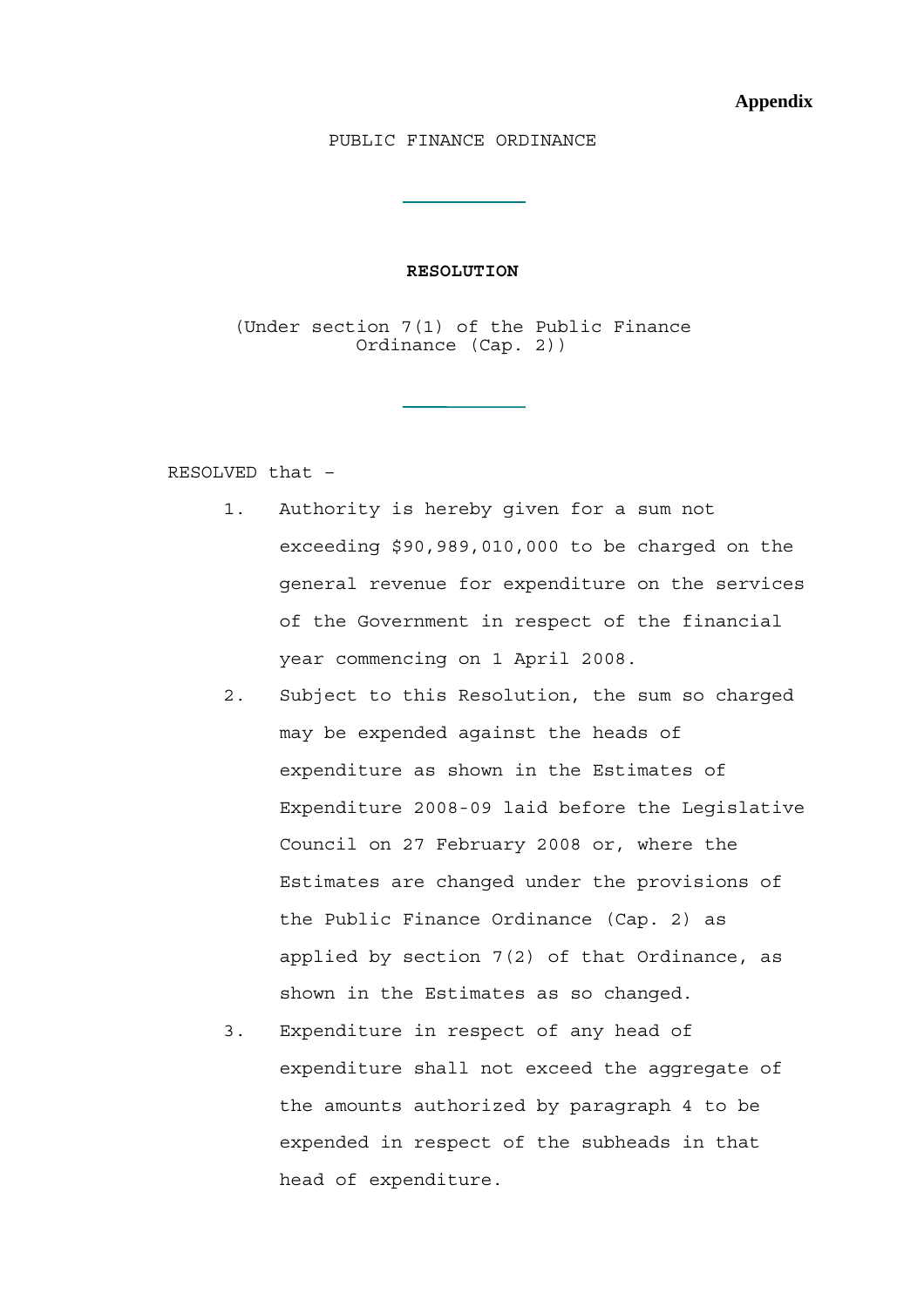**Appendix**

PUBLIC FINANCE ORDINANCE

---

**RESOLUTION**

(Under section 7(1) of the Public Finance Ordinance (Cap. 2))

---

RESOLVED that –

1. Authority is hereby given for a sum not exceeding $90,989,010,000 to be charged on the general revenue for expenditure on the services of the Government in respect of the financial year commencing on 1 April 2008.
2. Subject to this Resolution, the sum so charged may be expended against the heads of expenditure as shown in the Estimates of Expenditure 2008-09 laid before the Legislative Council on 27 February 2008 or, where the Estimates are changed under the provisions of the Public Finance Ordinance (Cap. 2) as applied by section 7(2) of that Ordinance, as shown in the Estimates as so changed.
3. Expenditure in respect of any head of expenditure shall not exceed the aggregate of the amounts authorized by paragraph 4 to be expended in respect of the subheads in that head of expenditure.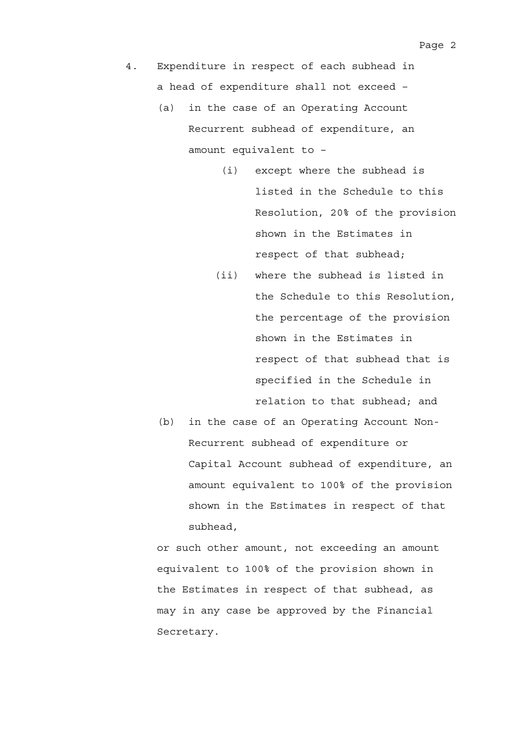4. Expenditure in respect of each subhead in a head of expenditure shall not exceed –

   (a) in the case of an Operating Account Recurrent subhead of expenditure, an amount equivalent to –

      (i) except where the subhead is listed in the Schedule to this Resolution, 20% of the provision shown in the Estimates in respect of that subhead;

      (ii) where the subhead is listed in the Schedule to this Resolution, the percentage of the provision shown in the Estimates in respect of that subhead that is specified in the Schedule in relation to that subhead; and

   (b) in the case of an Operating Account Non-Recurrent subhead of expenditure or Capital Account subhead of expenditure, an amount equivalent to 100% of the provision shown in the Estimates in respect of that subhead,

   or such other amount, not exceeding an amount equivalent to 100% of the provision shown in the Estimates in respect of that subhead, as may in any case be approved by the Financial Secretary.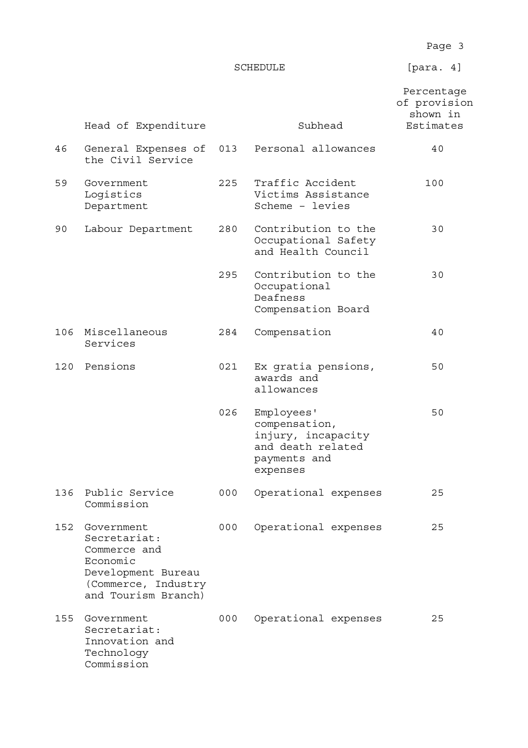SCHEDULE [para. 4]

| | Head of Expenditure | | Subhead | Percentage of provision shown in Estimates |
|---|---|---|---|---|
| 46 | General Expenses of the Civil Service | 013 | Personal allowances | 40 |
| 59 | Government Logistics Department | 225 | Traffic Accident Victims Assistance Scheme – levies | 100 |
| 90 | Labour Department | 280 | Contribution to the Occupational Safety and Health Council | 30 |
| | | 295 | Contribution to the Occupational Deafness Compensation Board | 30 |
| 106 | Miscellaneous Services | 284 | Compensation | 40 |
| 120 | Pensions | 021 | Ex gratia pensions, awards and allowances | 50 |
| | | 026 | Employees' compensation, injury, incapacity and death related payments and expenses | 50 |
| 136 | Public Service Commission | 000 | Operational expenses | 25 |
| 152 | Government Secretariat: Commerce and Economic Development Bureau (Commerce, Industry and Tourism Branch) | 000 | Operational expenses | 25 |
| 155 | Government Secretariat: Innovation and Technology Commission | 000 | Operational expenses | 25 |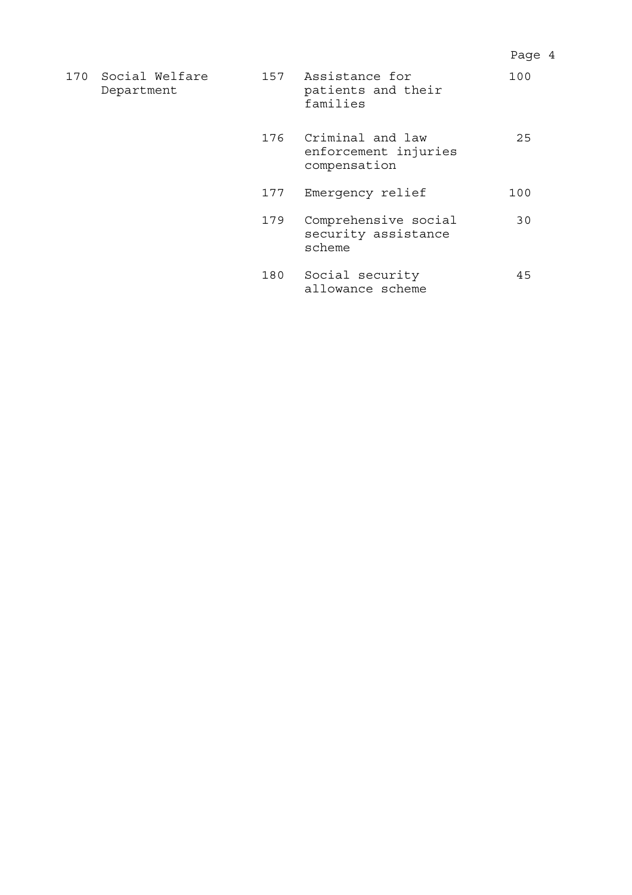| | | | | |
|---|---|---|---|---|
| 170 | Social Welfare Department | 157 | Assistance for patients and their families | 100 |
| | | 176 | Criminal and law enforcement injuries compensation | 25 |
| | | 177 | Emergency relief | 100 |
| | | 179 | Comprehensive social security assistance scheme | 30 |
| | | 180 | Social security allowance scheme | 45 |